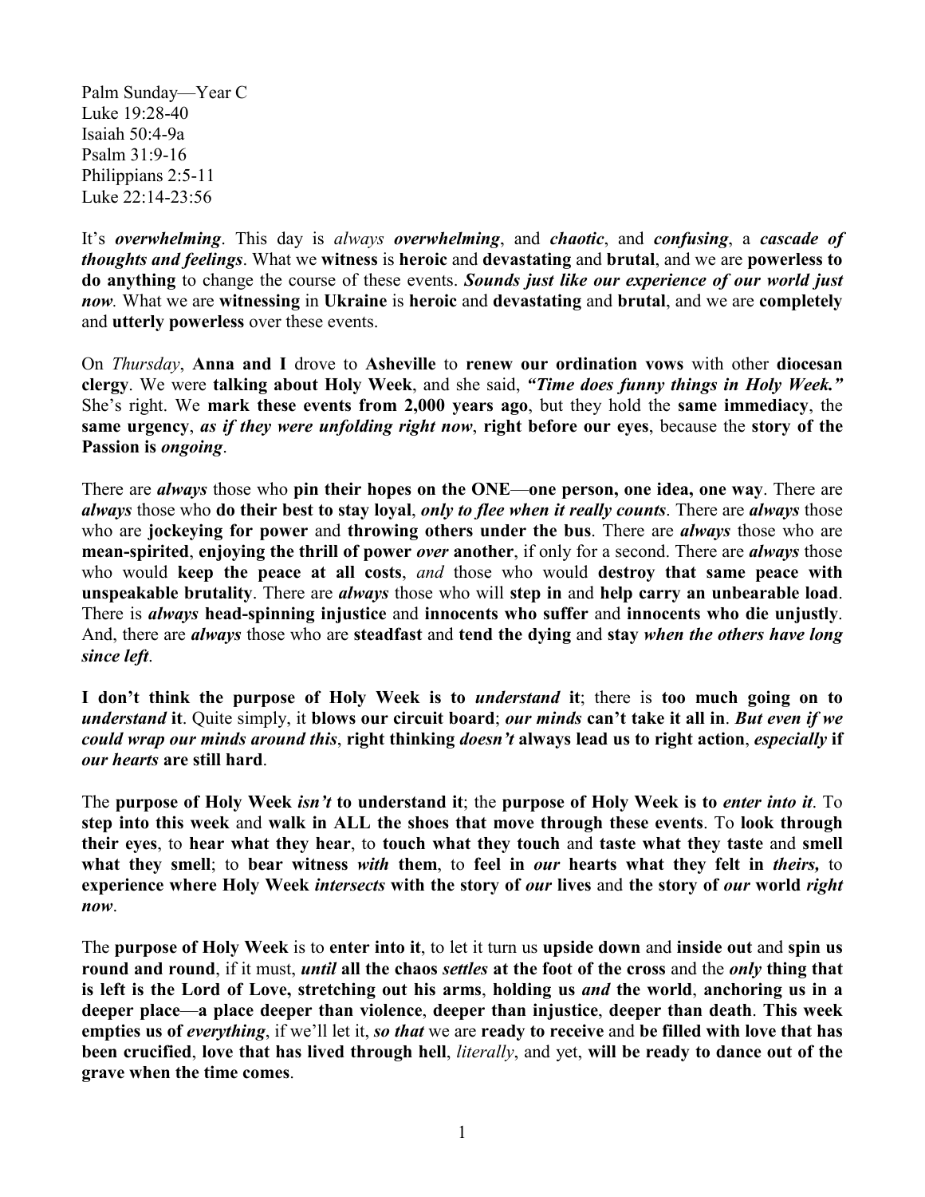Palm Sunday—Year C
Luke 19:28-40
Isaiah 50:4-9a
Psalm 31:9-16
Philippians 2:5-11
Luke 22:14-23:56

It's ***overwhelming***. This day is *always* ***overwhelming***, and ***chaotic***, and ***confusing***, a ***cascade of thoughts and feelings***. What we **witness** is **heroic** and **devastating** and **brutal**, and we are **powerless to do anything** to change the course of these events. ***Sounds just like our experience of our world just now***. What we are **witnessing** in **Ukraine** is **heroic** and **devastating** and **brutal**, and we are **completely** and **utterly powerless** over these events.

On *Thursday*, **Anna and I** drove to **Asheville** to **renew our ordination vows** with other **diocesan clergy**. We were **talking about Holy Week**, and she said, ***"Time does funny things in Holy Week."*** She's right. We **mark these events from 2,000 years ago**, but they hold the **same immediacy**, the **same urgency**, ***as if they were unfolding right now***, **right before our eyes**, because the **story of the Passion is *ongoing***.

There are ***always*** those who **pin their hopes on the ONE**—**one person, one idea, one way**. There are ***always*** those who **do their best to stay loyal**, ***only to flee when it really counts***. There are ***always*** those who are **jockeying for power** and **throwing others under the bus**. There are ***always*** those who are **mean-spirited**, **enjoying the thrill of power *over* another**, if only for a second. There are ***always*** those who would **keep the peace at all costs**, *and* those who would **destroy that same peace with unspeakable brutality**. There are ***always*** those who will **step in** and **help carry an unbearable load**. There is ***always*** **head-spinning injustice** and **innocents who suffer** and **innocents who die unjustly**. And, there are ***always*** those who are **steadfast** and **tend the dying** and **stay *when the others have long since left***.

**I don't think the purpose of Holy Week is to *understand* it**; there is **too much going on to *understand* it**. Quite simply, it **blows our circuit board**; ***our minds*** **can't take it all in**. ***But even if we could wrap our minds around this***, **right thinking *doesn't* always lead us to right action**, ***especially*** **if *our hearts* are still hard**.

The **purpose of Holy Week *isn't* to understand it**; the **purpose of Holy Week is to *enter into it***. To **step into this week** and **walk in ALL the shoes that move through these events**. To **look through their eyes**, to **hear what they hear**, to **touch what they touch** and **taste what they taste** and **smell what they smell**; to **bear witness *with* them**, to **feel in *our* hearts what they felt in *theirs,*** to **experience where Holy Week *intersects* with the story of *our* lives** and **the story of *our* world *right now***.

The **purpose of Holy Week** is to **enter into it**, to let it turn us **upside down** and **inside out** and **spin us round and round**, if it must, ***until*** **all the chaos *settles* at the foot of the cross** and the ***only*** **thing that is left is the Lord of Love, stretching out his arms**, **holding us *and* the world**, **anchoring us in a deeper place**—**a place deeper than violence**, **deeper than injustice**, **deeper than death**. **This week empties us of *everything***, if we'll let it, ***so that*** we are **ready to receive** and **be filled with love that has been crucified**, **love that has lived through hell**, *literally*, and yet, **will be ready to dance out of the grave when the time comes**.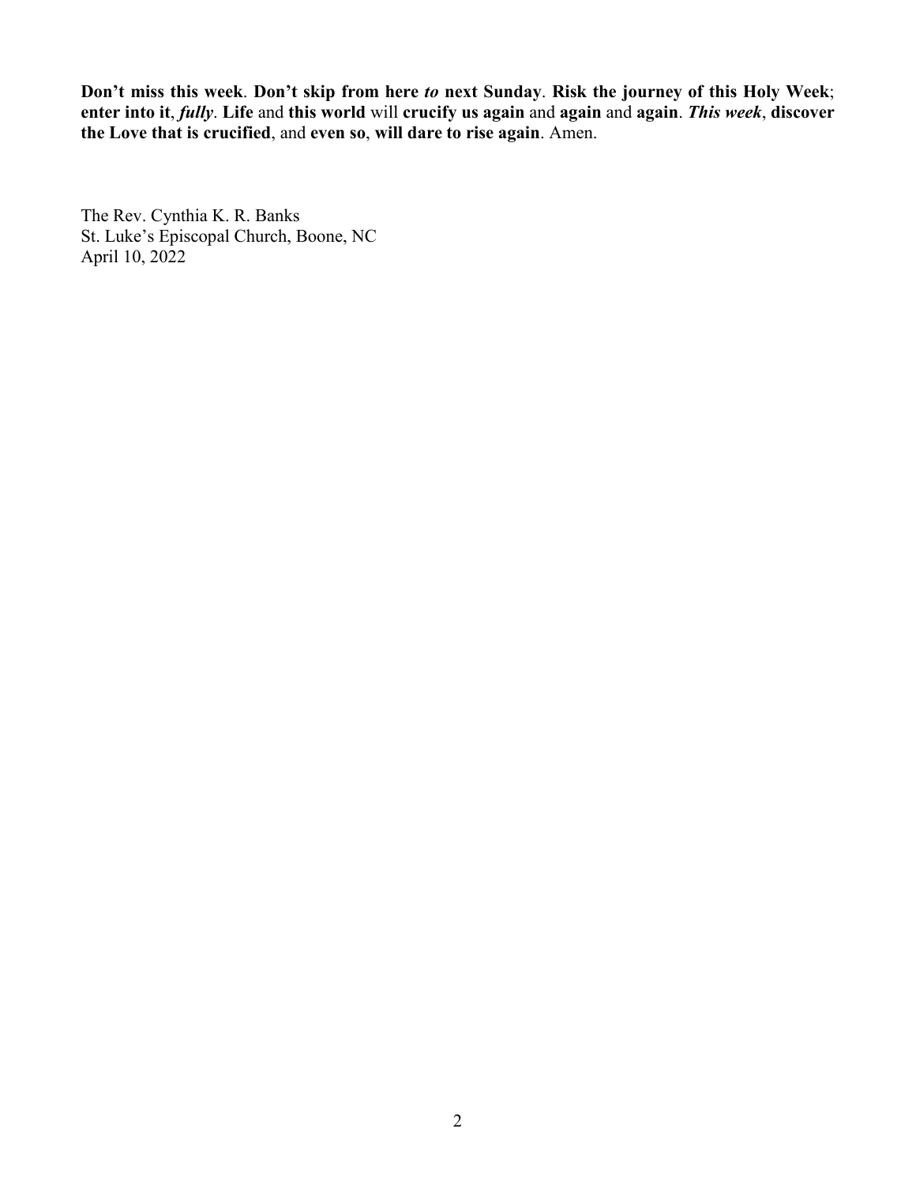**Don't miss this week**. **Don't skip from here *to* next Sunday**. **Risk the journey of this Holy Week**; **enter into it**, ***fully***. **Life** and **this world** will **crucify us again** and **again** and **again**. ***This week***, **discover the Love that is crucified**, and **even so**, **will dare to rise again**. Amen.

The Rev. Cynthia K. R. Banks
St. Luke's Episcopal Church, Boone, NC
April 10, 2022